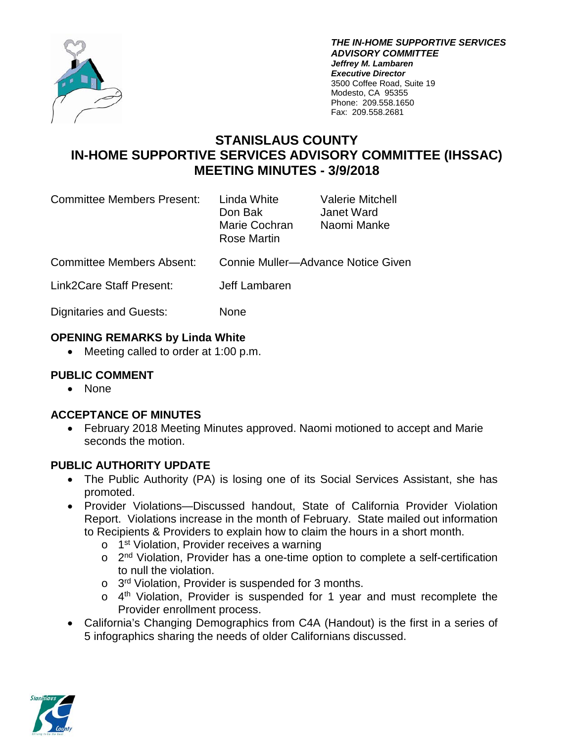***THE IN-HOME SUPPORTIVE SERVICES ADVISORY COMMITTEE***
***Jeffrey M. Lambaren***
***Executive Director***
3500 Coffee Road, Suite 19
Modesto, CA 95355
Phone: 209.558.1650
Fax: 209.558.2681

# STANISLAUS COUNTY IN-HOME SUPPORTIVE SERVICES ADVISORY COMMITTEE (IHSSAC) MEETING MINUTES - 3/9/2018

Committee Members Present: Linda White, Don Bak, Marie Cochran, Rose Martin, Valerie Mitchell, Janet Ward, Naomi Manke

Committee Members Absent: Connie Muller—Advance Notice Given

Link2Care Staff Present: Jeff Lambaren

Dignitaries and Guests: None

### OPENING REMARKS by Linda White

- Meeting called to order at 1:00 p.m.

### PUBLIC COMMENT

- None

### ACCEPTANCE OF MINUTES

- February 2018 Meeting Minutes approved. Naomi motioned to accept and Marie seconds the motion.

### PUBLIC AUTHORITY UPDATE

- The Public Authority (PA) is losing one of its Social Services Assistant, she has promoted.
- Provider Violations—Discussed handout, State of California Provider Violation Report. Violations increase in the month of February. State mailed out information to Recipients & Providers to explain how to claim the hours in a short month.
  - 1st Violation, Provider receives a warning
  - 2nd Violation, Provider has a one-time option to complete a self-certification to null the violation.
  - 3rd Violation, Provider is suspended for 3 months.
  - 4th Violation, Provider is suspended for 1 year and must recomplete the Provider enrollment process.
- California's Changing Demographics from C4A (Handout) is the first in a series of 5 infographics sharing the needs of older Californians discussed.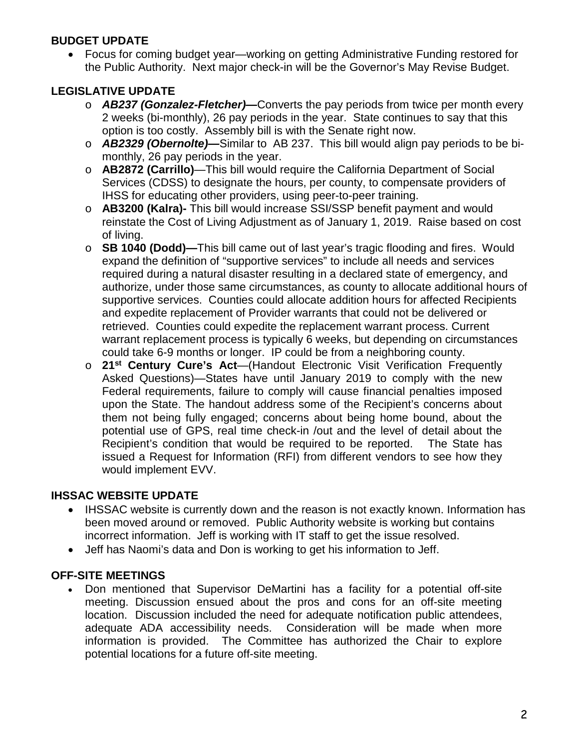## BUDGET UPDATE

- Focus for coming budget year—working on getting Administrative Funding restored for the Public Authority. Next major check-in will be the Governor's May Revise Budget.

## LEGISLATIVE UPDATE

- ***AB237 (Gonzalez-Fletcher)—***Converts the pay periods from twice per month every 2 weeks (bi-monthly), 26 pay periods in the year. State continues to say that this option is too costly. Assembly bill is with the Senate right now.
- ***AB2329 (Obernolte)—***Similar to AB 237. This bill would align pay periods to be bi-monthly, 26 pay periods in the year.
- **AB2872 (Carrillo)**—This bill would require the California Department of Social Services (CDSS) to designate the hours, per county, to compensate providers of IHSS for educating other providers, using peer-to-peer training.
- **AB3200 (Kalra)-** This bill would increase SSI/SSP benefit payment and would reinstate the Cost of Living Adjustment as of January 1, 2019. Raise based on cost of living.
- **SB 1040 (Dodd)—**This bill came out of last year's tragic flooding and fires. Would expand the definition of "supportive services" to include all needs and services required during a natural disaster resulting in a declared state of emergency, and authorize, under those same circumstances, as county to allocate additional hours of supportive services. Counties could allocate addition hours for affected Recipients and expedite replacement of Provider warrants that could not be delivered or retrieved. Counties could expedite the replacement warrant process. Current warrant replacement process is typically 6 weeks, but depending on circumstances could take 6-9 months or longer. IP could be from a neighboring county.
- **21st Century Cure's Act**—(Handout Electronic Visit Verification Frequently Asked Questions)—States have until January 2019 to comply with the new Federal requirements, failure to comply will cause financial penalties imposed upon the State. The handout address some of the Recipient's concerns about them not being fully engaged; concerns about being home bound, about the potential use of GPS, real time check-in /out and the level of detail about the Recipient's condition that would be required to be reported. The State has issued a Request for Information (RFI) from different vendors to see how they would implement EVV.

## IHSSAC WEBSITE UPDATE

- IHSSAC website is currently down and the reason is not exactly known. Information has been moved around or removed. Public Authority website is working but contains incorrect information. Jeff is working with IT staff to get the issue resolved.
- Jeff has Naomi's data and Don is working to get his information to Jeff.

## OFF-SITE MEETINGS

- Don mentioned that Supervisor DeMartini has a facility for a potential off-site meeting. Discussion ensued about the pros and cons for an off-site meeting location. Discussion included the need for adequate notification public attendees, adequate ADA accessibility needs. Consideration will be made when more information is provided. The Committee has authorized the Chair to explore potential locations for a future off-site meeting.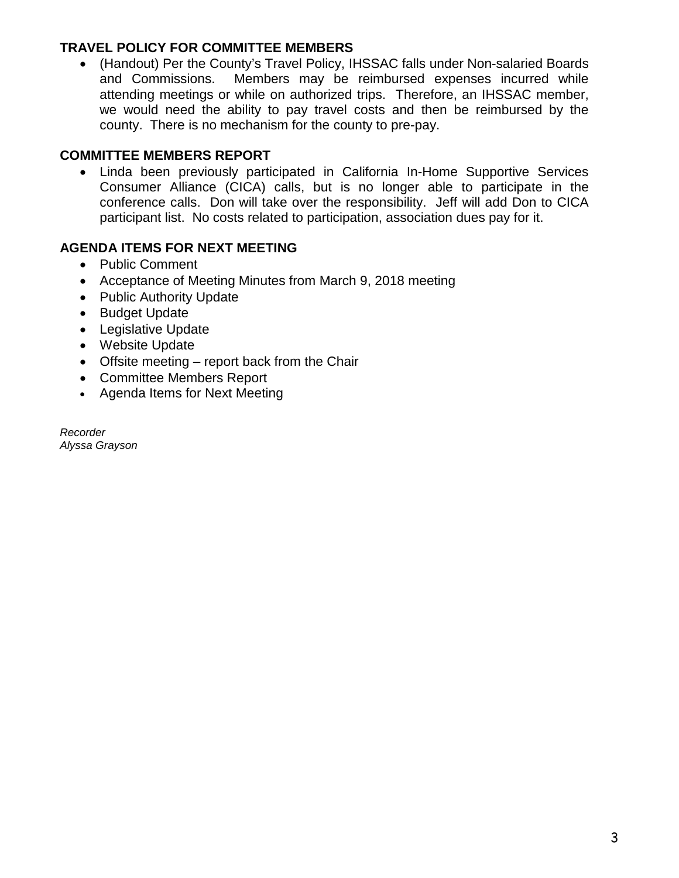## TRAVEL POLICY FOR COMMITTEE MEMBERS

- (Handout) Per the County's Travel Policy, IHSSAC falls under Non-salaried Boards and Commissions. Members may be reimbursed expenses incurred while attending meetings or while on authorized trips. Therefore, an IHSSAC member, we would need the ability to pay travel costs and then be reimbursed by the county. There is no mechanism for the county to pre-pay.

## COMMITTEE MEMBERS REPORT

- Linda been previously participated in California In-Home Supportive Services Consumer Alliance (CICA) calls, but is no longer able to participate in the conference calls. Don will take over the responsibility. Jeff will add Don to CICA participant list. No costs related to participation, association dues pay for it.

## AGENDA ITEMS FOR NEXT MEETING

- Public Comment
- Acceptance of Meeting Minutes from March 9, 2018 meeting
- Public Authority Update
- Budget Update
- Legislative Update
- Website Update
- Offsite meeting – report back from the Chair
- Committee Members Report
- Agenda Items for Next Meeting

*Recorder*
*Alyssa Grayson*